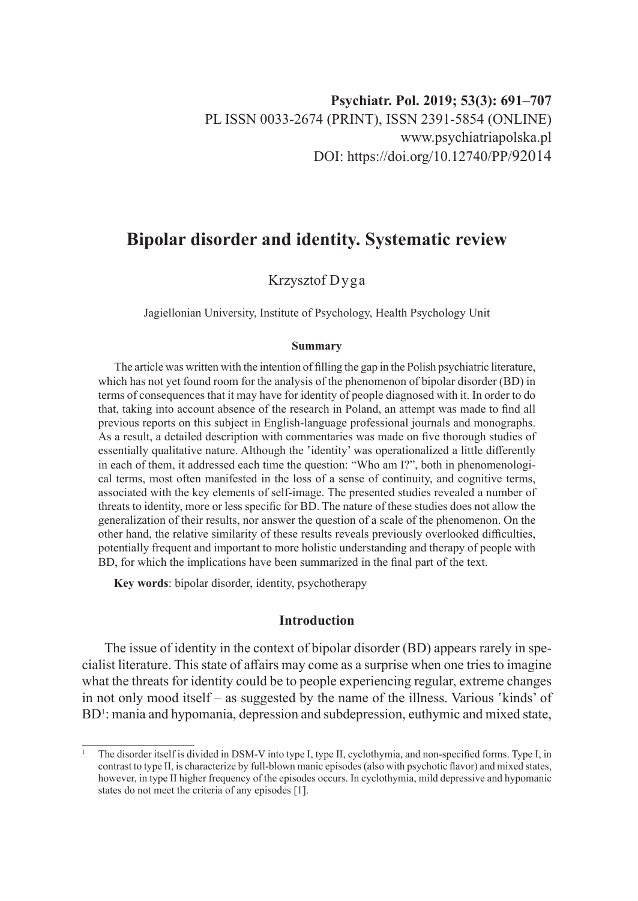Psychiatr. Pol. 2019; 53(3): 691–707
PL ISSN 0033-2674 (PRINT), ISSN 2391-5854 (ONLINE)
www.psychiatriapolska.pl
DOI: https://doi.org/10.12740/PP/92014

# Bipolar disorder and identity. Systematic review

Krzysztof Dyga

Jagiellonian University, Institute of Psychology, Health Psychology Unit

### Summary

The article was written with the intention of filling the gap in the Polish psychiatric literature, which has not yet found room for the analysis of the phenomenon of bipolar disorder (BD) in terms of consequences that it may have for identity of people diagnosed with it. In order to do that, taking into account absence of the research in Poland, an attempt was made to find all previous reports on this subject in English-language professional journals and monographs. As a result, a detailed description with commentaries was made on five thorough studies of essentially qualitative nature. Although the 'identity' was operationalized a little differently in each of them, it addressed each time the question: "Who am I?", both in phenomenological terms, most often manifested in the loss of a sense of continuity, and cognitive terms, associated with the key elements of self-image. The presented studies revealed a number of threats to identity, more or less specific for BD. The nature of these studies does not allow the generalization of their results, nor answer the question of a scale of the phenomenon. On the other hand, the relative similarity of these results reveals previously overlooked difficulties, potentially frequent and important to more holistic understanding and therapy of people with BD, for which the implications have been summarized in the final part of the text.

**Key words**: bipolar disorder, identity, psychotherapy

## Introduction

The issue of identity in the context of bipolar disorder (BD) appears rarely in specialist literature. This state of affairs may come as a surprise when one tries to imagine what the threats for identity could be to people experiencing regular, extreme changes in not only mood itself – as suggested by the name of the illness. Various 'kinds' of BD[1]: mania and hypomania, depression and subdepression, euthymic and mixed state,

---

[1] The disorder itself is divided in DSM-V into type I, type II, cyclothymia, and non-specified forms. Type I, in contrast to type II, is characterize by full-blown manic episodes (also with psychotic flavor) and mixed states, however, in type II higher frequency of the episodes occurs. In cyclothymia, mild depressive and hypomanic states do not meet the criteria of any episodes [1].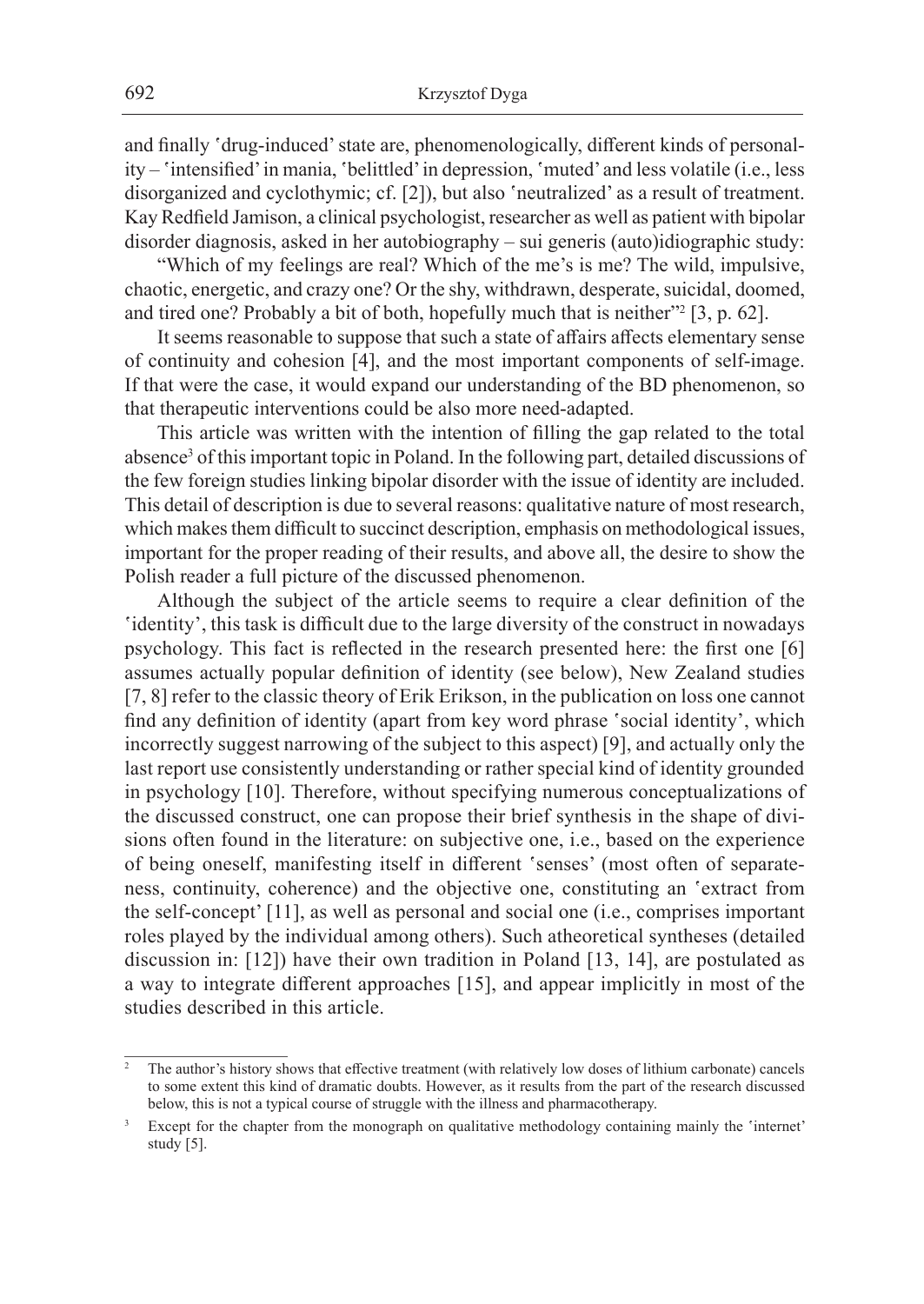and finally 'drug-induced' state are, phenomenologically, different kinds of personality – 'intensified' in mania, 'belittled' in depression, 'muted' and less volatile (i.e., less disorganized and cyclothymic; cf. [2]), but also 'neutralized' as a result of treatment. Kay Redfield Jamison, a clinical psychologist, researcher as well as patient with bipolar disorder diagnosis, asked in her autobiography – sui generis (auto)idiographic study:

"Which of my feelings are real? Which of the me's is me? The wild, impulsive, chaotic, energetic, and crazy one? Or the shy, withdrawn, desperate, suicidal, doomed, and tired one? Probably a bit of both, hopefully much that is neither"[2] [3, p. 62].

It seems reasonable to suppose that such a state of affairs affects elementary sense of continuity and cohesion [4], and the most important components of self-image. If that were the case, it would expand our understanding of the BD phenomenon, so that therapeutic interventions could be also more need-adapted.

This article was written with the intention of filling the gap related to the total absence[3] of this important topic in Poland. In the following part, detailed discussions of the few foreign studies linking bipolar disorder with the issue of identity are included. This detail of description is due to several reasons: qualitative nature of most research, which makes them difficult to succinct description, emphasis on methodological issues, important for the proper reading of their results, and above all, the desire to show the Polish reader a full picture of the discussed phenomenon.

Although the subject of the article seems to require a clear definition of the 'identity', this task is difficult due to the large diversity of the construct in nowadays psychology. This fact is reflected in the research presented here: the first one [6] assumes actually popular definition of identity (see below), New Zealand studies [7, 8] refer to the classic theory of Erik Erikson, in the publication on loss one cannot find any definition of identity (apart from key word phrase 'social identity', which incorrectly suggest narrowing of the subject to this aspect) [9], and actually only the last report use consistently understanding or rather special kind of identity grounded in psychology [10]. Therefore, without specifying numerous conceptualizations of the discussed construct, one can propose their brief synthesis in the shape of divisions often found in the literature: on subjective one, i.e., based on the experience of being oneself, manifesting itself in different 'senses' (most often of separateness, continuity, coherence) and the objective one, constituting an 'extract from the self-concept' [11], as well as personal and social one (i.e., comprises important roles played by the individual among others). Such atheoretical syntheses (detailed discussion in: [12]) have their own tradition in Poland [13, 14], are postulated as a way to integrate different approaches [15], and appear implicitly in most of the studies described in this article.

---

[2] The author's history shows that effective treatment (with relatively low doses of lithium carbonate) cancels to some extent this kind of dramatic doubts. However, as it results from the part of the research discussed below, this is not a typical course of struggle with the illness and pharmacotherapy.

[3] Except for the chapter from the monograph on qualitative methodology containing mainly the 'internet' study [5].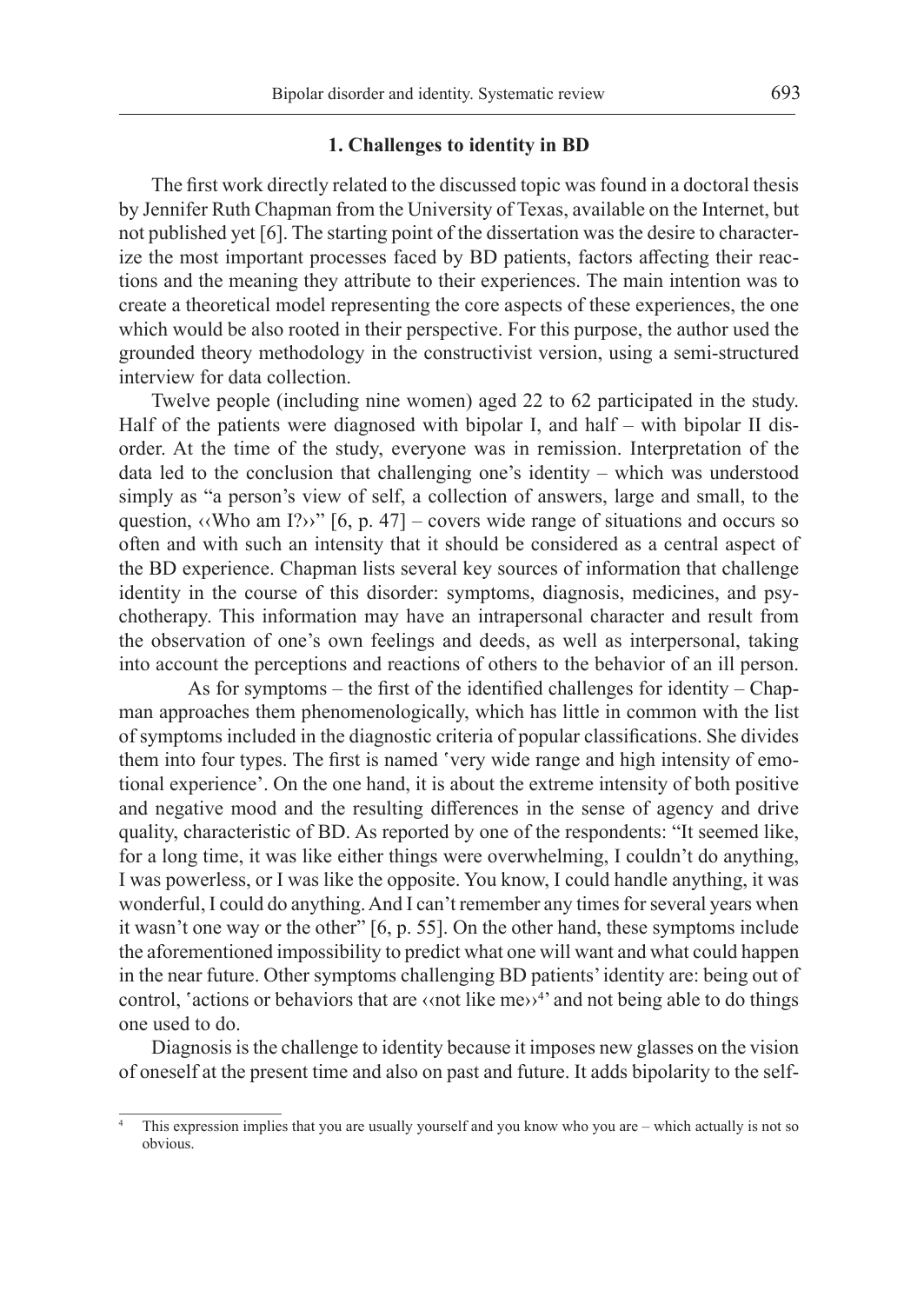## 1. Challenges to identity in BD

The first work directly related to the discussed topic was found in a doctoral thesis by Jennifer Ruth Chapman from the University of Texas, available on the Internet, but not published yet [6]. The starting point of the dissertation was the desire to characterize the most important processes faced by BD patients, factors affecting their reactions and the meaning they attribute to their experiences. The main intention was to create a theoretical model representing the core aspects of these experiences, the one which would be also rooted in their perspective. For this purpose, the author used the grounded theory methodology in the constructivist version, using a semi-structured interview for data collection.

Twelve people (including nine women) aged 22 to 62 participated in the study. Half of the patients were diagnosed with bipolar I, and half – with bipolar II disorder. At the time of the study, everyone was in remission. Interpretation of the data led to the conclusion that challenging one's identity – which was understood simply as "a person's view of self, a collection of answers, large and small, to the question, ‹‹Who am I?››" [6, p. 47] – covers wide range of situations and occurs so often and with such an intensity that it should be considered as a central aspect of the BD experience. Chapman lists several key sources of information that challenge identity in the course of this disorder: symptoms, diagnosis, medicines, and psychotherapy. This information may have an intrapersonal character and result from the observation of one's own feelings and deeds, as well as interpersonal, taking into account the perceptions and reactions of others to the behavior of an ill person.

As for symptoms – the first of the identified challenges for identity – Chapman approaches them phenomenologically, which has little in common with the list of symptoms included in the diagnostic criteria of popular classifications. She divides them into four types. The first is named ʽvery wide range and high intensity of emotional experience'. On the one hand, it is about the extreme intensity of both positive and negative mood and the resulting differences in the sense of agency and drive quality, characteristic of BD. As reported by one of the respondents: "It seemed like, for a long time, it was like either things were overwhelming, I couldn't do anything, I was powerless, or I was like the opposite. You know, I could handle anything, it was wonderful, I could do anything. And I can't remember any times for several years when it wasn't one way or the other" [6, p. 55]. On the other hand, these symptoms include the aforementioned impossibility to predict what one will want and what could happen in the near future. Other symptoms challenging BD patients' identity are: being out of control, ʽactions or behaviors that are ‹‹not like me››[4]' and not being able to do things one used to do.

Diagnosis is the challenge to identity because it imposes new glasses on the vision of oneself at the present time and also on past and future. It adds bipolarity to the self-

[4] This expression implies that you are usually yourself and you know who you are – which actually is not so obvious.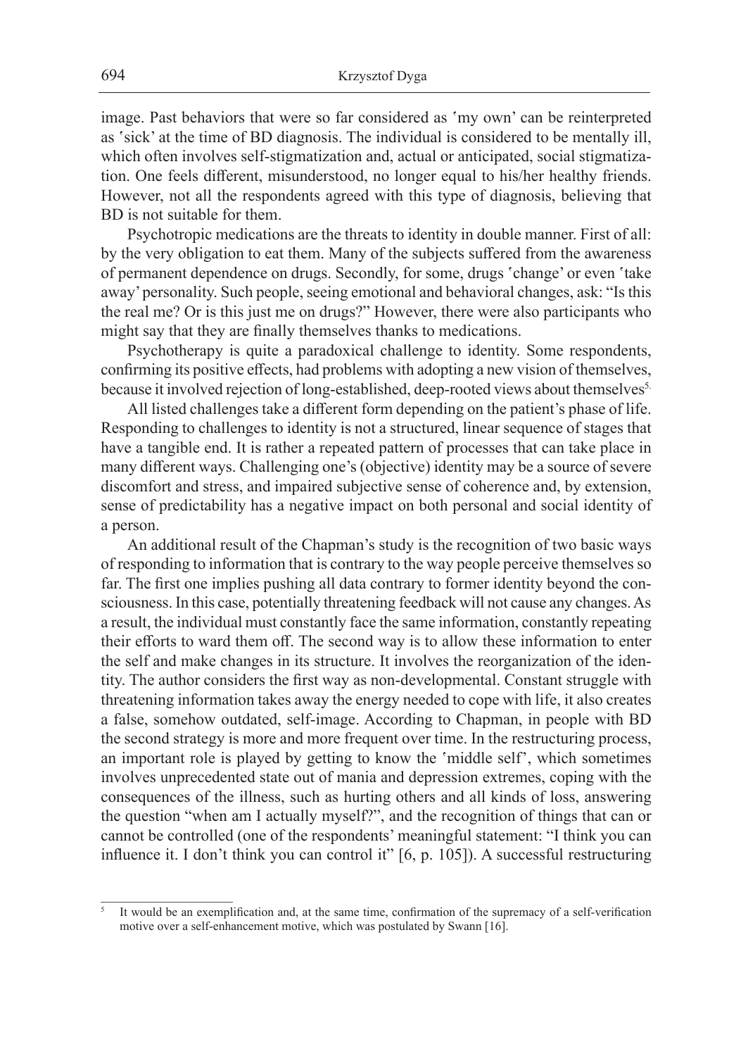image. Past behaviors that were so far considered as 'my own' can be reinterpreted as 'sick' at the time of BD diagnosis. The individual is considered to be mentally ill, which often involves self-stigmatization and, actual or anticipated, social stigmatization. One feels different, misunderstood, no longer equal to his/her healthy friends. However, not all the respondents agreed with this type of diagnosis, believing that BD is not suitable for them.

Psychotropic medications are the threats to identity in double manner. First of all: by the very obligation to eat them. Many of the subjects suffered from the awareness of permanent dependence on drugs. Secondly, for some, drugs 'change' or even 'take away' personality. Such people, seeing emotional and behavioral changes, ask: "Is this the real me? Or is this just me on drugs?" However, there were also participants who might say that they are finally themselves thanks to medications.

Psychotherapy is quite a paradoxical challenge to identity. Some respondents, confirming its positive effects, had problems with adopting a new vision of themselves, because it involved rejection of long-established, deep-rooted views about themselves[5].

All listed challenges take a different form depending on the patient's phase of life. Responding to challenges to identity is not a structured, linear sequence of stages that have a tangible end. It is rather a repeated pattern of processes that can take place in many different ways. Challenging one's (objective) identity may be a source of severe discomfort and stress, and impaired subjective sense of coherence and, by extension, sense of predictability has a negative impact on both personal and social identity of a person.

An additional result of the Chapman's study is the recognition of two basic ways of responding to information that is contrary to the way people perceive themselves so far. The first one implies pushing all data contrary to former identity beyond the consciousness. In this case, potentially threatening feedback will not cause any changes. As a result, the individual must constantly face the same information, constantly repeating their efforts to ward them off. The second way is to allow these information to enter the self and make changes in its structure. It involves the reorganization of the identity. The author considers the first way as non-developmental. Constant struggle with threatening information takes away the energy needed to cope with life, it also creates a false, somehow outdated, self-image. According to Chapman, in people with BD the second strategy is more and more frequent over time. In the restructuring process, an important role is played by getting to know the 'middle self', which sometimes involves unprecedented state out of mania and depression extremes, coping with the consequences of the illness, such as hurting others and all kinds of loss, answering the question "when am I actually myself?", and the recognition of things that can or cannot be controlled (one of the respondents' meaningful statement: "I think you can influence it. I don't think you can control it" [6, p. 105]). A successful restructuring

[5] It would be an exemplification and, at the same time, confirmation of the supremacy of a self-verification motive over a self-enhancement motive, which was postulated by Swann [16].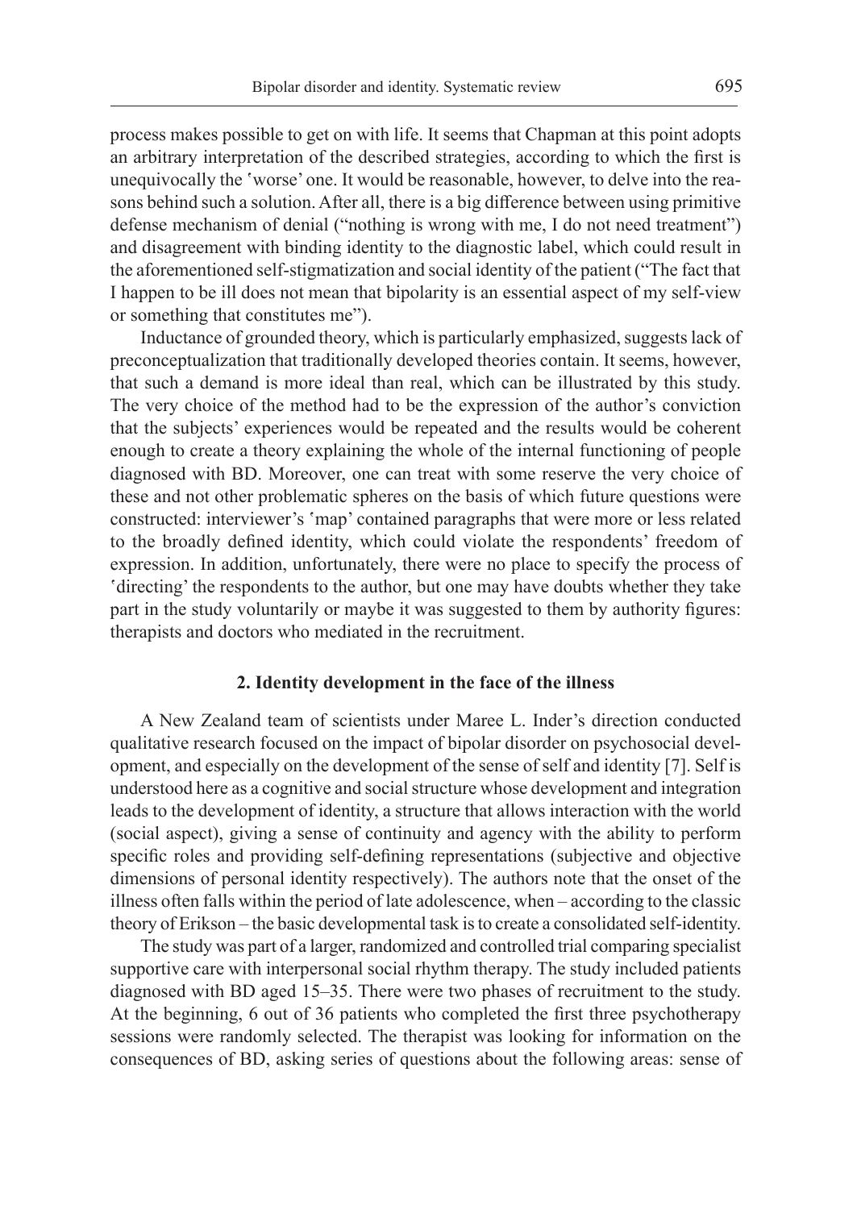process makes possible to get on with life. It seems that Chapman at this point adopts an arbitrary interpretation of the described strategies, according to which the first is unequivocally the 'worse' one. It would be reasonable, however, to delve into the reasons behind such a solution. After all, there is a big difference between using primitive defense mechanism of denial ("nothing is wrong with me, I do not need treatment") and disagreement with binding identity to the diagnostic label, which could result in the aforementioned self-stigmatization and social identity of the patient ("The fact that I happen to be ill does not mean that bipolarity is an essential aspect of my self-view or something that constitutes me").

Inductance of grounded theory, which is particularly emphasized, suggests lack of preconceptualization that traditionally developed theories contain. It seems, however, that such a demand is more ideal than real, which can be illustrated by this study. The very choice of the method had to be the expression of the author's conviction that the subjects' experiences would be repeated and the results would be coherent enough to create a theory explaining the whole of the internal functioning of people diagnosed with BD. Moreover, one can treat with some reserve the very choice of these and not other problematic spheres on the basis of which future questions were constructed: interviewer's 'map' contained paragraphs that were more or less related to the broadly defined identity, which could violate the respondents' freedom of expression. In addition, unfortunately, there were no place to specify the process of 'directing' the respondents to the author, but one may have doubts whether they take part in the study voluntarily or maybe it was suggested to them by authority figures: therapists and doctors who mediated in the recruitment.

## 2. Identity development in the face of the illness

A New Zealand team of scientists under Maree L. Inder's direction conducted qualitative research focused on the impact of bipolar disorder on psychosocial development, and especially on the development of the sense of self and identity [7]. Self is understood here as a cognitive and social structure whose development and integration leads to the development of identity, a structure that allows interaction with the world (social aspect), giving a sense of continuity and agency with the ability to perform specific roles and providing self-defining representations (subjective and objective dimensions of personal identity respectively). The authors note that the onset of the illness often falls within the period of late adolescence, when – according to the classic theory of Erikson – the basic developmental task is to create a consolidated self-identity.

The study was part of a larger, randomized and controlled trial comparing specialist supportive care with interpersonal social rhythm therapy. The study included patients diagnosed with BD aged 15–35. There were two phases of recruitment to the study. At the beginning, 6 out of 36 patients who completed the first three psychotherapy sessions were randomly selected. The therapist was looking for information on the consequences of BD, asking series of questions about the following areas: sense of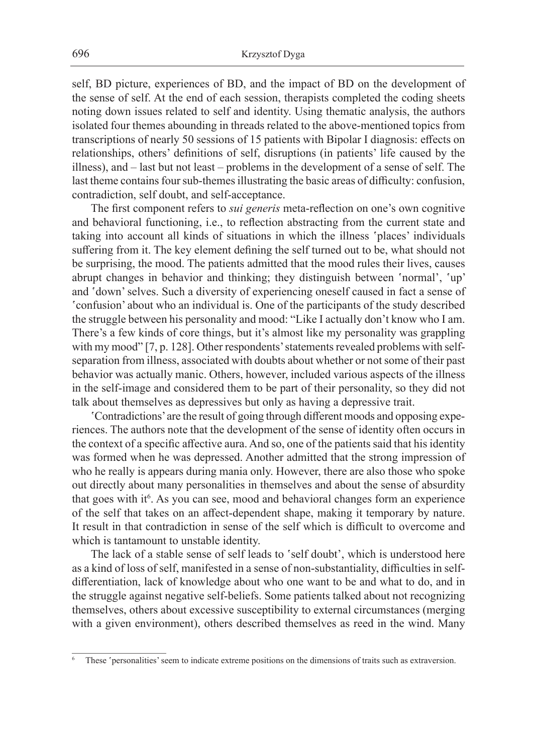self, BD picture, experiences of BD, and the impact of BD on the development of the sense of self. At the end of each session, therapists completed the coding sheets noting down issues related to self and identity. Using thematic analysis, the authors isolated four themes abounding in threads related to the above-mentioned topics from transcriptions of nearly 50 sessions of 15 patients with Bipolar I diagnosis: effects on relationships, others' definitions of self, disruptions (in patients' life caused by the illness), and – last but not least – problems in the development of a sense of self. The last theme contains four sub-themes illustrating the basic areas of difficulty: confusion, contradiction, self doubt, and self-acceptance.

The first component refers to *sui generis* meta-reflection on one's own cognitive and behavioral functioning, i.e., to reflection abstracting from the current state and taking into account all kinds of situations in which the illness 'places' individuals suffering from it. The key element defining the self turned out to be, what should not be surprising, the mood. The patients admitted that the mood rules their lives, causes abrupt changes in behavior and thinking; they distinguish between 'normal', 'up' and 'down' selves. Such a diversity of experiencing oneself caused in fact a sense of 'confusion' about who an individual is. One of the participants of the study described the struggle between his personality and mood: "Like I actually don't know who I am. There's a few kinds of core things, but it's almost like my personality was grappling with my mood" [7, p. 128]. Other respondents' statements revealed problems with self-separation from illness, associated with doubts about whether or not some of their past behavior was actually manic. Others, however, included various aspects of the illness in the self-image and considered them to be part of their personality, so they did not talk about themselves as depressives but only as having a depressive trait.

'Contradictions' are the result of going through different moods and opposing experiences. The authors note that the development of the sense of identity often occurs in the context of a specific affective aura. And so, one of the patients said that his identity was formed when he was depressed. Another admitted that the strong impression of who he really is appears during mania only. However, there are also those who spoke out directly about many personalities in themselves and about the sense of absurdity that goes with it[6]. As you can see, mood and behavioral changes form an experience of the self that takes on an affect-dependent shape, making it temporary by nature. It result in that contradiction in sense of the self which is difficult to overcome and which is tantamount to unstable identity.

The lack of a stable sense of self leads to 'self doubt', which is understood here as a kind of loss of self, manifested in a sense of non-substantiality, difficulties in self-differentiation, lack of knowledge about who one want to be and what to do, and in the struggle against negative self-beliefs. Some patients talked about not recognizing themselves, others about excessive susceptibility to external circumstances (merging with a given environment), others described themselves as reed in the wind. Many

---

[6] These 'personalities' seem to indicate extreme positions on the dimensions of traits such as extraversion.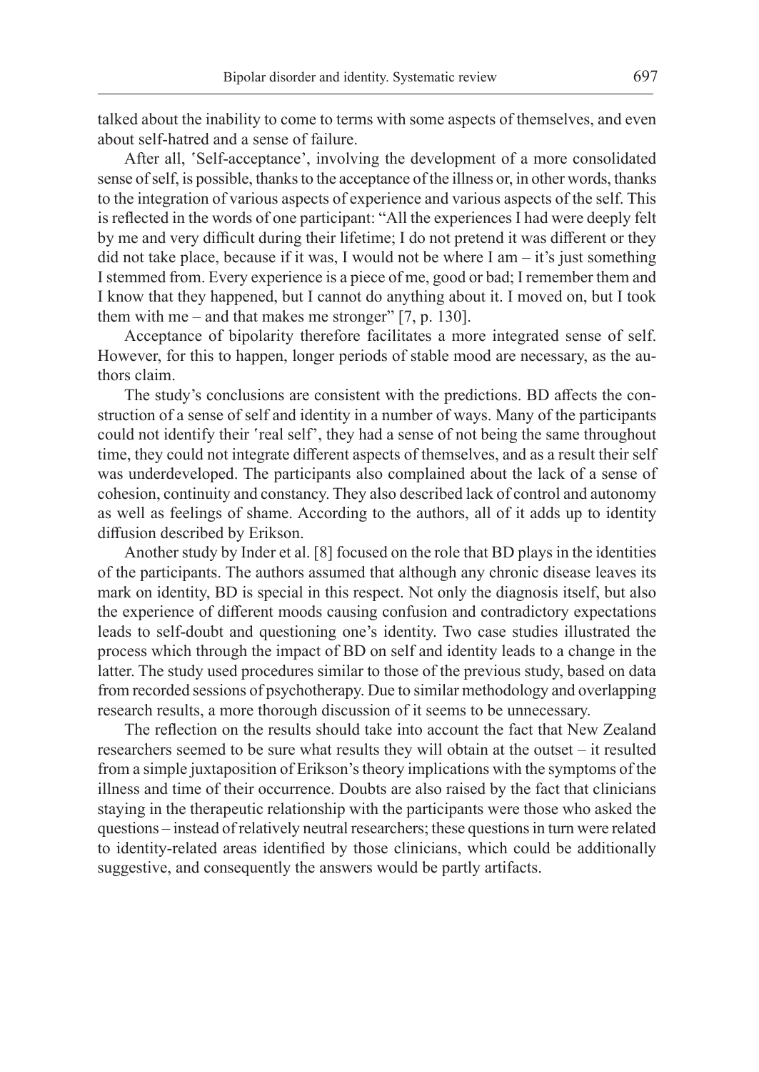talked about the inability to come to terms with some aspects of themselves, and even about self-hatred and a sense of failure.

After all, 'Self-acceptance', involving the development of a more consolidated sense of self, is possible, thanks to the acceptance of the illness or, in other words, thanks to the integration of various aspects of experience and various aspects of the self. This is reflected in the words of one participant: "All the experiences I had were deeply felt by me and very difficult during their lifetime; I do not pretend it was different or they did not take place, because if it was, I would not be where I am – it's just something I stemmed from. Every experience is a piece of me, good or bad; I remember them and I know that they happened, but I cannot do anything about it. I moved on, but I took them with me – and that makes me stronger" [7, p. 130].

Acceptance of bipolarity therefore facilitates a more integrated sense of self. However, for this to happen, longer periods of stable mood are necessary, as the authors claim.

The study's conclusions are consistent with the predictions. BD affects the construction of a sense of self and identity in a number of ways. Many of the participants could not identify their 'real self', they had a sense of not being the same throughout time, they could not integrate different aspects of themselves, and as a result their self was underdeveloped. The participants also complained about the lack of a sense of cohesion, continuity and constancy. They also described lack of control and autonomy as well as feelings of shame. According to the authors, all of it adds up to identity diffusion described by Erikson.

Another study by Inder et al. [8] focused on the role that BD plays in the identities of the participants. The authors assumed that although any chronic disease leaves its mark on identity, BD is special in this respect. Not only the diagnosis itself, but also the experience of different moods causing confusion and contradictory expectations leads to self-doubt and questioning one's identity. Two case studies illustrated the process which through the impact of BD on self and identity leads to a change in the latter. The study used procedures similar to those of the previous study, based on data from recorded sessions of psychotherapy. Due to similar methodology and overlapping research results, a more thorough discussion of it seems to be unnecessary.

The reflection on the results should take into account the fact that New Zealand researchers seemed to be sure what results they will obtain at the outset – it resulted from a simple juxtaposition of Erikson's theory implications with the symptoms of the illness and time of their occurrence. Doubts are also raised by the fact that clinicians staying in the therapeutic relationship with the participants were those who asked the questions – instead of relatively neutral researchers; these questions in turn were related to identity-related areas identified by those clinicians, which could be additionally suggestive, and consequently the answers would be partly artifacts.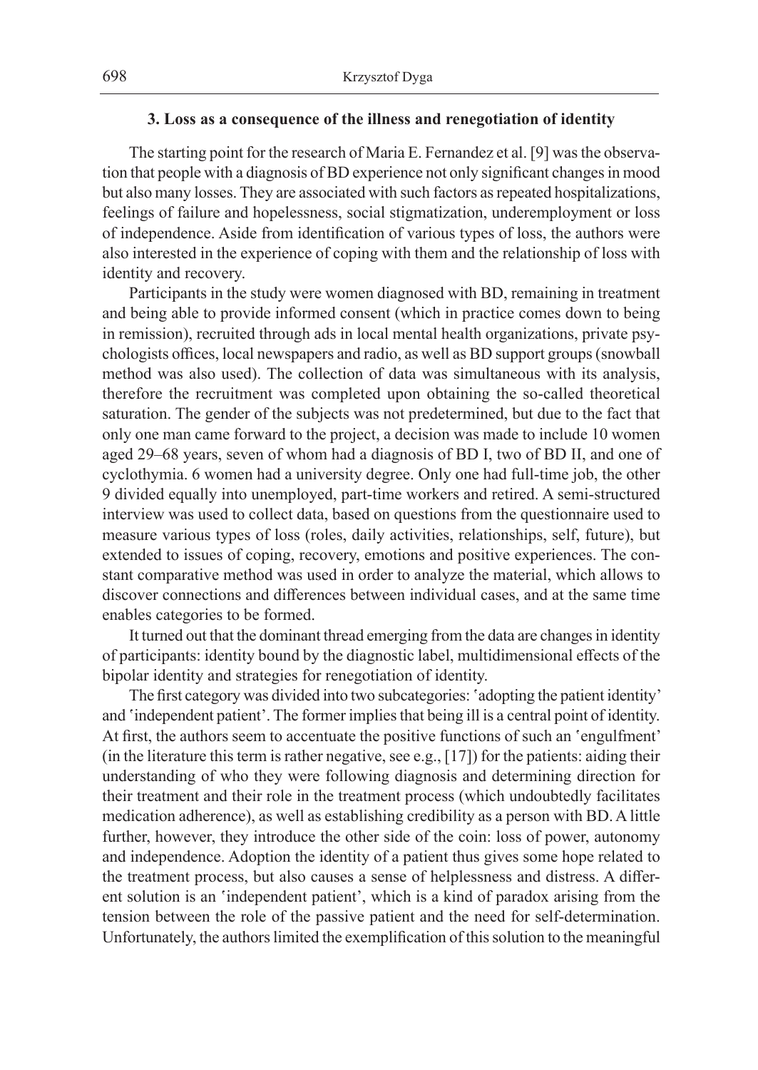### 3. Loss as a consequence of the illness and renegotiation of identity

The starting point for the research of Maria E. Fernandez et al. [9] was the observation that people with a diagnosis of BD experience not only significant changes in mood but also many losses. They are associated with such factors as repeated hospitalizations, feelings of failure and hopelessness, social stigmatization, underemployment or loss of independence. Aside from identification of various types of loss, the authors were also interested in the experience of coping with them and the relationship of loss with identity and recovery.

Participants in the study were women diagnosed with BD, remaining in treatment and being able to provide informed consent (which in practice comes down to being in remission), recruited through ads in local mental health organizations, private psychologists offices, local newspapers and radio, as well as BD support groups (snowball method was also used). The collection of data was simultaneous with its analysis, therefore the recruitment was completed upon obtaining the so-called theoretical saturation. The gender of the subjects was not predetermined, but due to the fact that only one man came forward to the project, a decision was made to include 10 women aged 29–68 years, seven of whom had a diagnosis of BD I, two of BD II, and one of cyclothymia. 6 women had a university degree. Only one had full-time job, the other 9 divided equally into unemployed, part-time workers and retired. A semi-structured interview was used to collect data, based on questions from the questionnaire used to measure various types of loss (roles, daily activities, relationships, self, future), but extended to issues of coping, recovery, emotions and positive experiences. The constant comparative method was used in order to analyze the material, which allows to discover connections and differences between individual cases, and at the same time enables categories to be formed.

It turned out that the dominant thread emerging from the data are changes in identity of participants: identity bound by the diagnostic label, multidimensional effects of the bipolar identity and strategies for renegotiation of identity.

The first category was divided into two subcategories: 'adopting the patient identity' and 'independent patient'. The former implies that being ill is a central point of identity. At first, the authors seem to accentuate the positive functions of such an 'engulfment' (in the literature this term is rather negative, see e.g., [17]) for the patients: aiding their understanding of who they were following diagnosis and determining direction for their treatment and their role in the treatment process (which undoubtedly facilitates medication adherence), as well as establishing credibility as a person with BD. A little further, however, they introduce the other side of the coin: loss of power, autonomy and independence. Adoption the identity of a patient thus gives some hope related to the treatment process, but also causes a sense of helplessness and distress. A different solution is an 'independent patient', which is a kind of paradox arising from the tension between the role of the passive patient and the need for self-determination. Unfortunately, the authors limited the exemplification of this solution to the meaningful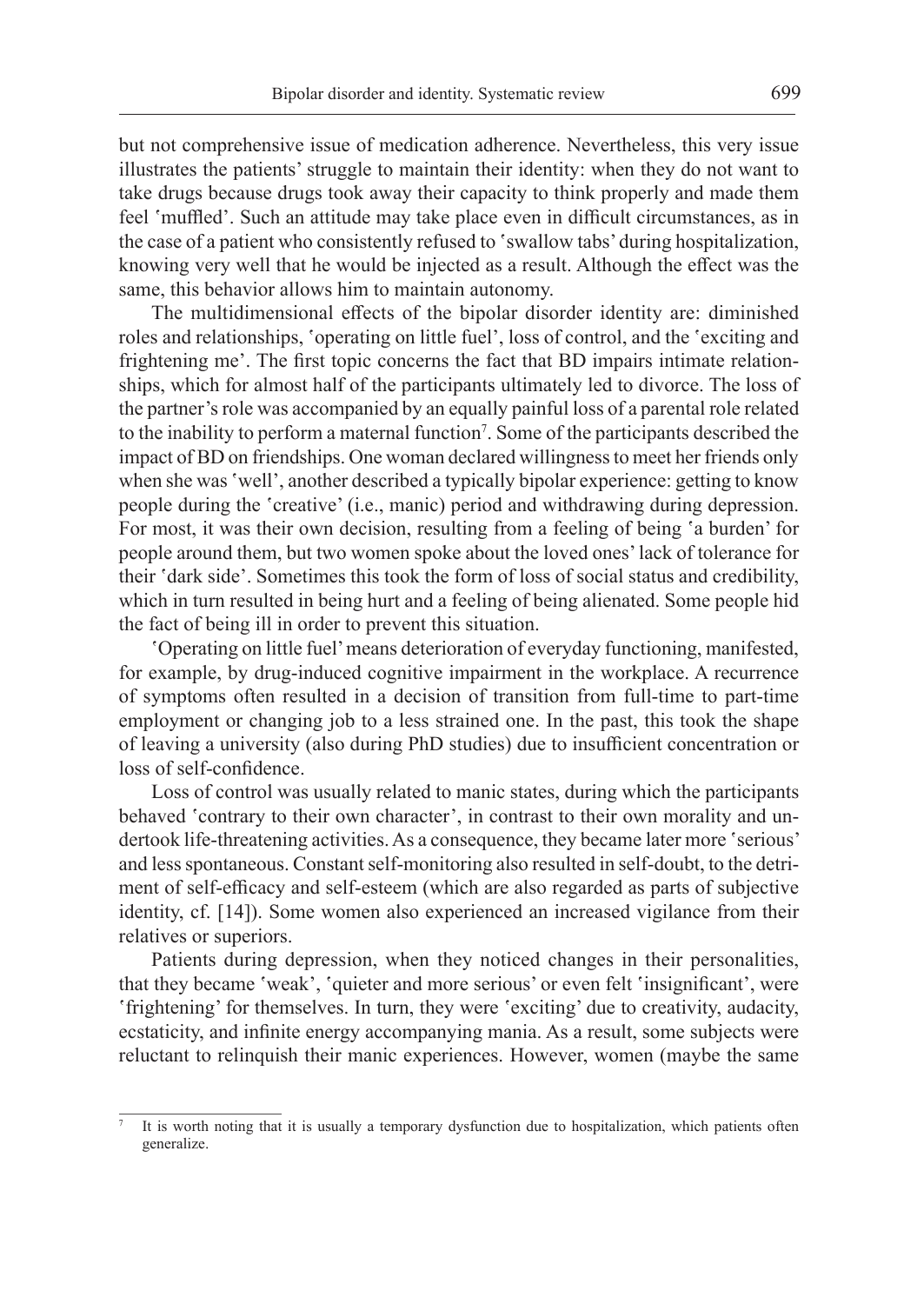but not comprehensive issue of medication adherence. Nevertheless, this very issue illustrates the patients' struggle to maintain their identity: when they do not want to take drugs because drugs took away their capacity to think properly and made them feel 'muffled'. Such an attitude may take place even in difficult circumstances, as in the case of a patient who consistently refused to 'swallow tabs' during hospitalization, knowing very well that he would be injected as a result. Although the effect was the same, this behavior allows him to maintain autonomy.

The multidimensional effects of the bipolar disorder identity are: diminished roles and relationships, 'operating on little fuel', loss of control, and the 'exciting and frightening me'. The first topic concerns the fact that BD impairs intimate relationships, which for almost half of the participants ultimately led to divorce. The loss of the partner's role was accompanied by an equally painful loss of a parental role related to the inability to perform a maternal function[7]. Some of the participants described the impact of BD on friendships. One woman declared willingness to meet her friends only when she was 'well', another described a typically bipolar experience: getting to know people during the 'creative' (i.e., manic) period and withdrawing during depression. For most, it was their own decision, resulting from a feeling of being 'a burden' for people around them, but two women spoke about the loved ones' lack of tolerance for their 'dark side'. Sometimes this took the form of loss of social status and credibility, which in turn resulted in being hurt and a feeling of being alienated. Some people hid the fact of being ill in order to prevent this situation.

'Operating on little fuel' means deterioration of everyday functioning, manifested, for example, by drug-induced cognitive impairment in the workplace. A recurrence of symptoms often resulted in a decision of transition from full-time to part-time employment or changing job to a less strained one. In the past, this took the shape of leaving a university (also during PhD studies) due to insufficient concentration or loss of self-confidence.

Loss of control was usually related to manic states, during which the participants behaved 'contrary to their own character', in contrast to their own morality and undertook life-threatening activities. As a consequence, they became later more 'serious' and less spontaneous. Constant self-monitoring also resulted in self-doubt, to the detriment of self-efficacy and self-esteem (which are also regarded as parts of subjective identity, cf. [14]). Some women also experienced an increased vigilance from their relatives or superiors.

Patients during depression, when they noticed changes in their personalities, that they became 'weak', 'quieter and more serious' or even felt 'insignificant', were 'frightening' for themselves. In turn, they were 'exciting' due to creativity, audacity, ecstaticity, and infinite energy accompanying mania. As a result, some subjects were reluctant to relinquish their manic experiences. However, women (maybe the same

[7] It is worth noting that it is usually a temporary dysfunction due to hospitalization, which patients often generalize.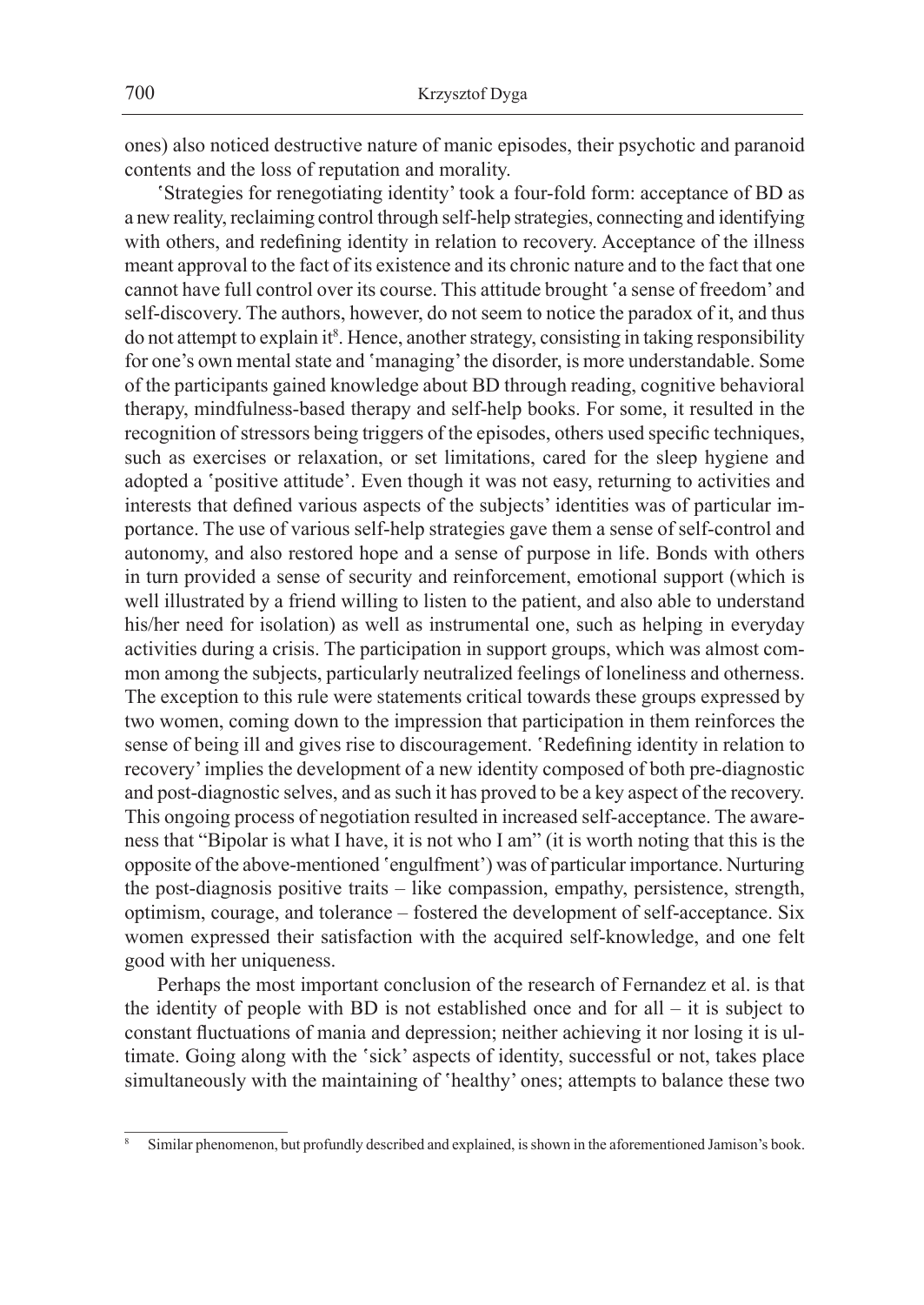ones) also noticed destructive nature of manic episodes, their psychotic and paranoid contents and the loss of reputation and morality.

'Strategies for renegotiating identity' took a four-fold form: acceptance of BD as a new reality, reclaiming control through self-help strategies, connecting and identifying with others, and redefining identity in relation to recovery. Acceptance of the illness meant approval to the fact of its existence and its chronic nature and to the fact that one cannot have full control over its course. This attitude brought 'a sense of freedom' and self-discovery. The authors, however, do not seem to notice the paradox of it, and thus do not attempt to explain it[8]. Hence, another strategy, consisting in taking responsibility for one's own mental state and 'managing' the disorder, is more understandable. Some of the participants gained knowledge about BD through reading, cognitive behavioral therapy, mindfulness-based therapy and self-help books. For some, it resulted in the recognition of stressors being triggers of the episodes, others used specific techniques, such as exercises or relaxation, or set limitations, cared for the sleep hygiene and adopted a 'positive attitude'. Even though it was not easy, returning to activities and interests that defined various aspects of the subjects' identities was of particular importance. The use of various self-help strategies gave them a sense of self-control and autonomy, and also restored hope and a sense of purpose in life. Bonds with others in turn provided a sense of security and reinforcement, emotional support (which is well illustrated by a friend willing to listen to the patient, and also able to understand his/her need for isolation) as well as instrumental one, such as helping in everyday activities during a crisis. The participation in support groups, which was almost common among the subjects, particularly neutralized feelings of loneliness and otherness. The exception to this rule were statements critical towards these groups expressed by two women, coming down to the impression that participation in them reinforces the sense of being ill and gives rise to discouragement. 'Redefining identity in relation to recovery' implies the development of a new identity composed of both pre-diagnostic and post-diagnostic selves, and as such it has proved to be a key aspect of the recovery. This ongoing process of negotiation resulted in increased self-acceptance. The awareness that "Bipolar is what I have, it is not who I am" (it is worth noting that this is the opposite of the above-mentioned 'engulfment') was of particular importance. Nurturing the post-diagnosis positive traits – like compassion, empathy, persistence, strength, optimism, courage, and tolerance – fostered the development of self-acceptance. Six women expressed their satisfaction with the acquired self-knowledge, and one felt good with her uniqueness.

Perhaps the most important conclusion of the research of Fernandez et al. is that the identity of people with BD is not established once and for all – it is subject to constant fluctuations of mania and depression; neither achieving it nor losing it is ultimate. Going along with the 'sick' aspects of identity, successful or not, takes place simultaneously with the maintaining of 'healthy' ones; attempts to balance these two

[8] Similar phenomenon, but profundly described and explained, is shown in the aforementioned Jamison's book.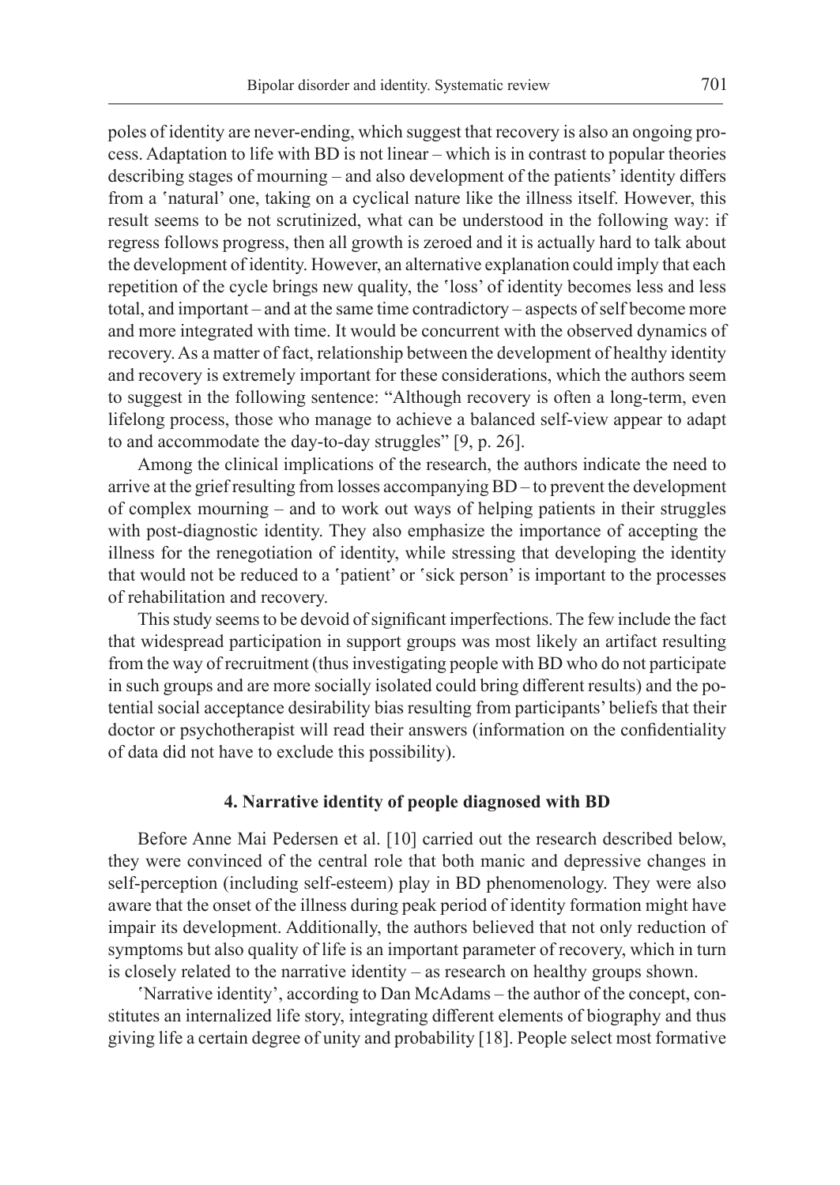poles of identity are never-ending, which suggest that recovery is also an ongoing process. Adaptation to life with BD is not linear – which is in contrast to popular theories describing stages of mourning – and also development of the patients' identity differs from a 'natural' one, taking on a cyclical nature like the illness itself. However, this result seems to be not scrutinized, what can be understood in the following way: if regress follows progress, then all growth is zeroed and it is actually hard to talk about the development of identity. However, an alternative explanation could imply that each repetition of the cycle brings new quality, the 'loss' of identity becomes less and less total, and important – and at the same time contradictory – aspects of self become more and more integrated with time. It would be concurrent with the observed dynamics of recovery. As a matter of fact, relationship between the development of healthy identity and recovery is extremely important for these considerations, which the authors seem to suggest in the following sentence: "Although recovery is often a long-term, even lifelong process, those who manage to achieve a balanced self-view appear to adapt to and accommodate the day-to-day struggles" [9, p. 26].

Among the clinical implications of the research, the authors indicate the need to arrive at the grief resulting from losses accompanying BD – to prevent the development of complex mourning – and to work out ways of helping patients in their struggles with post-diagnostic identity. They also emphasize the importance of accepting the illness for the renegotiation of identity, while stressing that developing the identity that would not be reduced to a 'patient' or 'sick person' is important to the processes of rehabilitation and recovery.

This study seems to be devoid of significant imperfections. The few include the fact that widespread participation in support groups was most likely an artifact resulting from the way of recruitment (thus investigating people with BD who do not participate in such groups and are more socially isolated could bring different results) and the potential social acceptance desirability bias resulting from participants' beliefs that their doctor or psychotherapist will read their answers (information on the confidentiality of data did not have to exclude this possibility).

## 4. Narrative identity of people diagnosed with BD

Before Anne Mai Pedersen et al. [10] carried out the research described below, they were convinced of the central role that both manic and depressive changes in self-perception (including self-esteem) play in BD phenomenology. They were also aware that the onset of the illness during peak period of identity formation might have impair its development. Additionally, the authors believed that not only reduction of symptoms but also quality of life is an important parameter of recovery, which in turn is closely related to the narrative identity – as research on healthy groups shown.

'Narrative identity', according to Dan McAdams – the author of the concept, constitutes an internalized life story, integrating different elements of biography and thus giving life a certain degree of unity and probability [18]. People select most formative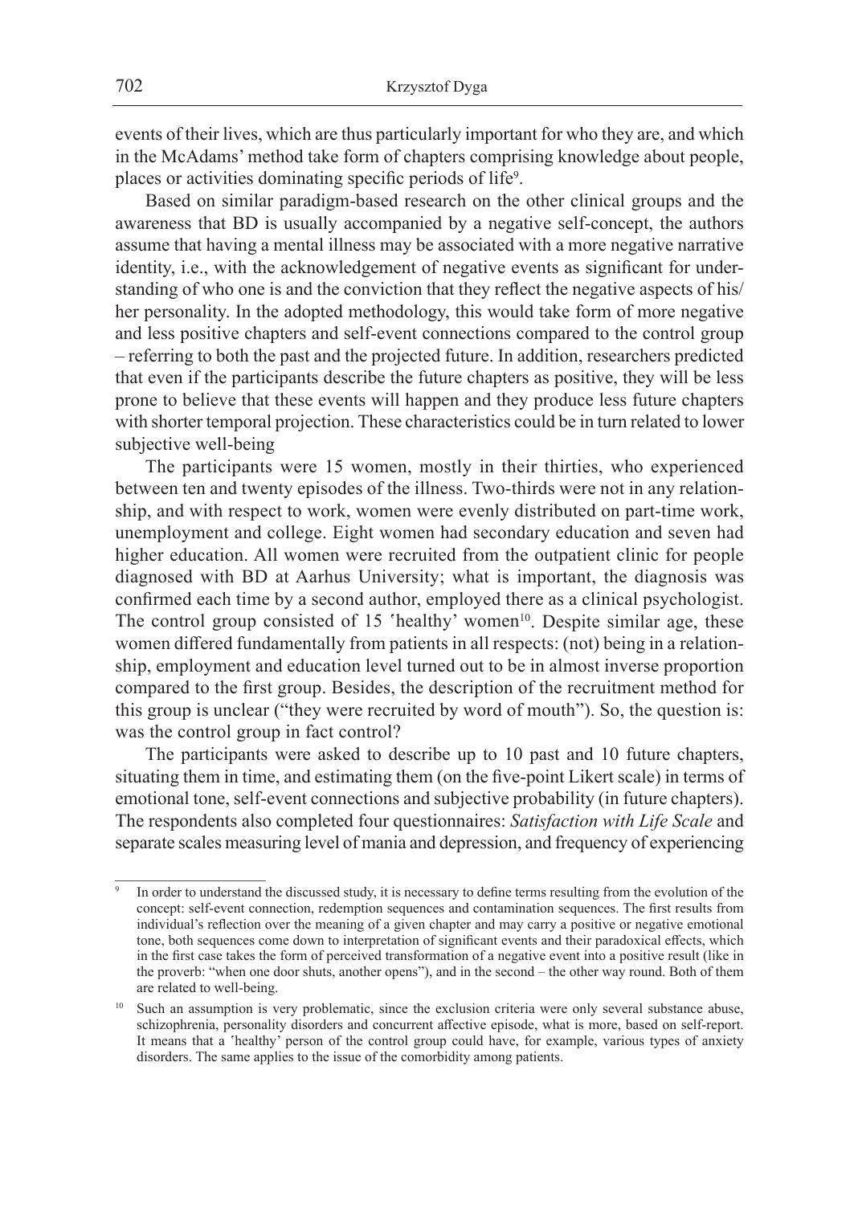events of their lives, which are thus particularly important for who they are, and which in the McAdams' method take form of chapters comprising knowledge about people, places or activities dominating specific periods of life[9].

Based on similar paradigm-based research on the other clinical groups and the awareness that BD is usually accompanied by a negative self-concept, the authors assume that having a mental illness may be associated with a more negative narrative identity, i.e., with the acknowledgement of negative events as significant for understanding of who one is and the conviction that they reflect the negative aspects of his/her personality. In the adopted methodology, this would take form of more negative and less positive chapters and self-event connections compared to the control group – referring to both the past and the projected future. In addition, researchers predicted that even if the participants describe the future chapters as positive, they will be less prone to believe that these events will happen and they produce less future chapters with shorter temporal projection. These characteristics could be in turn related to lower subjective well-being

The participants were 15 women, mostly in their thirties, who experienced between ten and twenty episodes of the illness. Two-thirds were not in any relationship, and with respect to work, women were evenly distributed on part-time work, unemployment and college. Eight women had secondary education and seven had higher education. All women were recruited from the outpatient clinic for people diagnosed with BD at Aarhus University; what is important, the diagnosis was confirmed each time by a second author, employed there as a clinical psychologist. The control group consisted of 15 'healthy' women[10]. Despite similar age, these women differed fundamentally from patients in all respects: (not) being in a relationship, employment and education level turned out to be in almost inverse proportion compared to the first group. Besides, the description of the recruitment method for this group is unclear ("they were recruited by word of mouth"). So, the question is: was the control group in fact control?

The participants were asked to describe up to 10 past and 10 future chapters, situating them in time, and estimating them (on the five-point Likert scale) in terms of emotional tone, self-event connections and subjective probability (in future chapters). The respondents also completed four questionnaires: *Satisfaction with Life Scale* and separate scales measuring level of mania and depression, and frequency of experiencing

---

[9] In order to understand the discussed study, it is necessary to define terms resulting from the evolution of the concept: self-event connection, redemption sequences and contamination sequences. The first results from individual's reflection over the meaning of a given chapter and may carry a positive or negative emotional tone, both sequences come down to interpretation of significant events and their paradoxical effects, which in the first case takes the form of perceived transformation of a negative event into a positive result (like in the proverb: "when one door shuts, another opens"), and in the second – the other way round. Both of them are related to well-being.

[10] Such an assumption is very problematic, since the exclusion criteria were only several substance abuse, schizophrenia, personality disorders and concurrent affective episode, what is more, based on self-report. It means that a 'healthy' person of the control group could have, for example, various types of anxiety disorders. The same applies to the issue of the comorbidity among patients.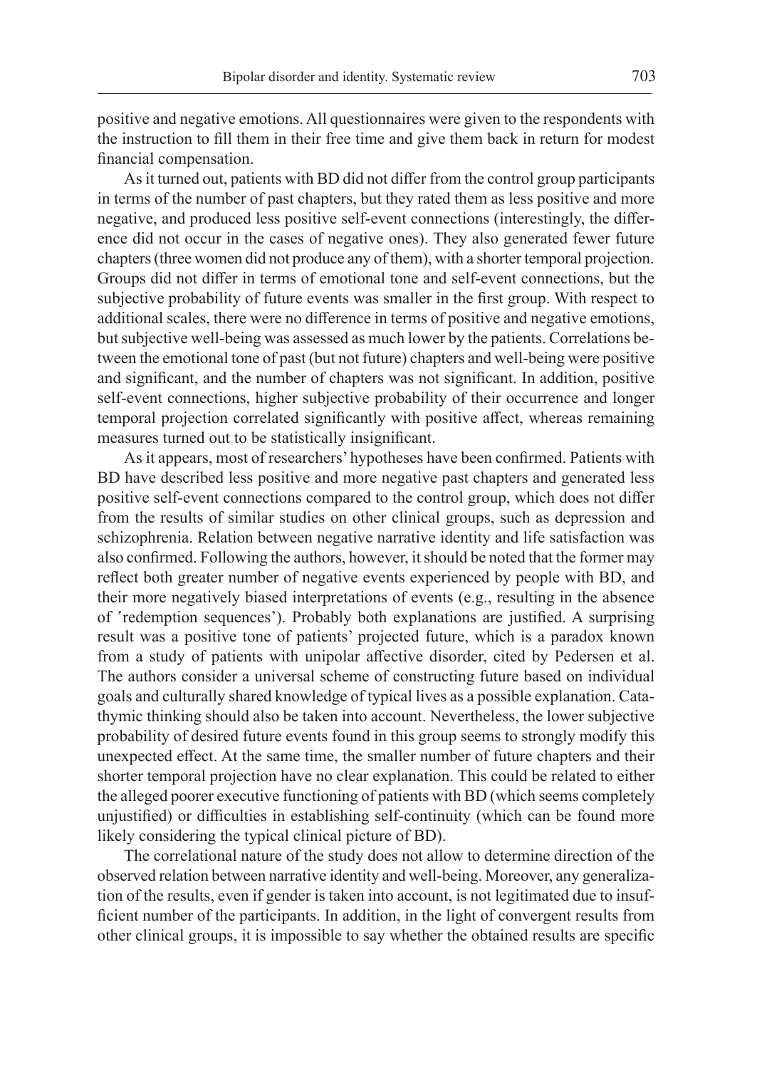positive and negative emotions. All questionnaires were given to the respondents with the instruction to fill them in their free time and give them back in return for modest financial compensation.

As it turned out, patients with BD did not differ from the control group participants in terms of the number of past chapters, but they rated them as less positive and more negative, and produced less positive self-event connections (interestingly, the difference did not occur in the cases of negative ones). They also generated fewer future chapters (three women did not produce any of them), with a shorter temporal projection. Groups did not differ in terms of emotional tone and self-event connections, but the subjective probability of future events was smaller in the first group. With respect to additional scales, there were no difference in terms of positive and negative emotions, but subjective well-being was assessed as much lower by the patients. Correlations between the emotional tone of past (but not future) chapters and well-being were positive and significant, and the number of chapters was not significant. In addition, positive self-event connections, higher subjective probability of their occurrence and longer temporal projection correlated significantly with positive affect, whereas remaining measures turned out to be statistically insignificant.

As it appears, most of researchers' hypotheses have been confirmed. Patients with BD have described less positive and more negative past chapters and generated less positive self-event connections compared to the control group, which does not differ from the results of similar studies on other clinical groups, such as depression and schizophrenia. Relation between negative narrative identity and life satisfaction was also confirmed. Following the authors, however, it should be noted that the former may reflect both greater number of negative events experienced by people with BD, and their more negatively biased interpretations of events (e.g., resulting in the absence of 'redemption sequences'). Probably both explanations are justified. A surprising result was a positive tone of patients' projected future, which is a paradox known from a study of patients with unipolar affective disorder, cited by Pedersen et al. The authors consider a universal scheme of constructing future based on individual goals and culturally shared knowledge of typical lives as a possible explanation. Catathymic thinking should also be taken into account. Nevertheless, the lower subjective probability of desired future events found in this group seems to strongly modify this unexpected effect. At the same time, the smaller number of future chapters and their shorter temporal projection have no clear explanation. This could be related to either the alleged poorer executive functioning of patients with BD (which seems completely unjustified) or difficulties in establishing self-continuity (which can be found more likely considering the typical clinical picture of BD).

The correlational nature of the study does not allow to determine direction of the observed relation between narrative identity and well-being. Moreover, any generalization of the results, even if gender is taken into account, is not legitimated due to insufficient number of the participants. In addition, in the light of convergent results from other clinical groups, it is impossible to say whether the obtained results are specific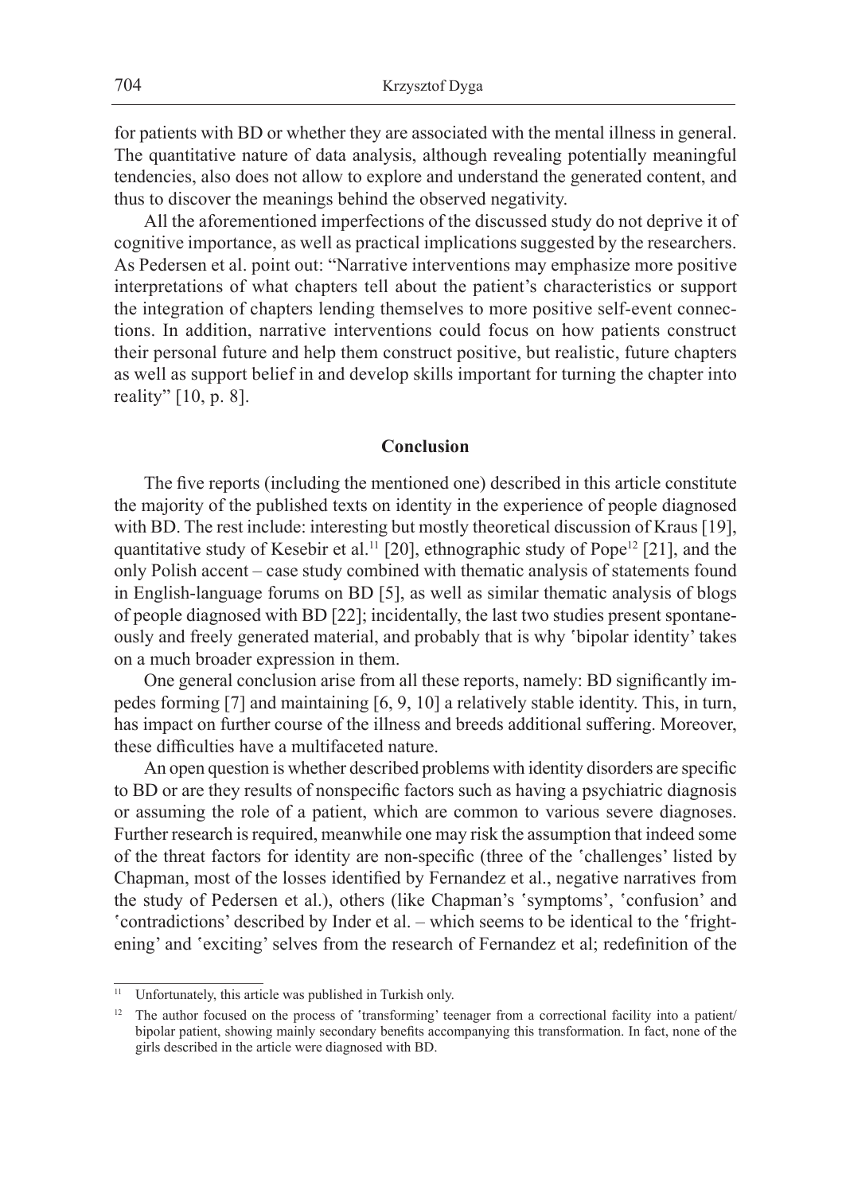for patients with BD or whether they are associated with the mental illness in general. The quantitative nature of data analysis, although revealing potentially meaningful tendencies, also does not allow to explore and understand the generated content, and thus to discover the meanings behind the observed negativity.

All the aforementioned imperfections of the discussed study do not deprive it of cognitive importance, as well as practical implications suggested by the researchers. As Pedersen et al. point out: "Narrative interventions may emphasize more positive interpretations of what chapters tell about the patient's characteristics or support the integration of chapters lending themselves to more positive self-event connections. In addition, narrative interventions could focus on how patients construct their personal future and help them construct positive, but realistic, future chapters as well as support belief in and develop skills important for turning the chapter into reality" [10, p. 8].

## Conclusion

The five reports (including the mentioned one) described in this article constitute the majority of the published texts on identity in the experience of people diagnosed with BD. The rest include: interesting but mostly theoretical discussion of Kraus [19], quantitative study of Kesebir et al.[11] [20], ethnographic study of Pope[12] [21], and the only Polish accent – case study combined with thematic analysis of statements found in English-language forums on BD [5], as well as similar thematic analysis of blogs of people diagnosed with BD [22]; incidentally, the last two studies present spontaneously and freely generated material, and probably that is why ʻbipolar identity' takes on a much broader expression in them.

One general conclusion arise from all these reports, namely: BD significantly impedes forming [7] and maintaining [6, 9, 10] a relatively stable identity. This, in turn, has impact on further course of the illness and breeds additional suffering. Moreover, these difficulties have a multifaceted nature.

An open question is whether described problems with identity disorders are specific to BD or are they results of nonspecific factors such as having a psychiatric diagnosis or assuming the role of a patient, which are common to various severe diagnoses. Further research is required, meanwhile one may risk the assumption that indeed some of the threat factors for identity are non-specific (three of the ʻchallenges' listed by Chapman, most of the losses identified by Fernandez et al., negative narratives from the study of Pedersen et al.), others (like Chapman's ʻsymptoms', ʻconfusion' and ʻcontradictions' described by Inder et al. – which seems to be identical to the ʻfrightening' and ʻexciting' selves from the research of Fernandez et al; redefinition of the

---

[11] Unfortunately, this article was published in Turkish only.

[12] The author focused on the process of 'transforming' teenager from a correctional facility into a patient/bipolar patient, showing mainly secondary benefits accompanying this transformation. In fact, none of the girls described in the article were diagnosed with BD.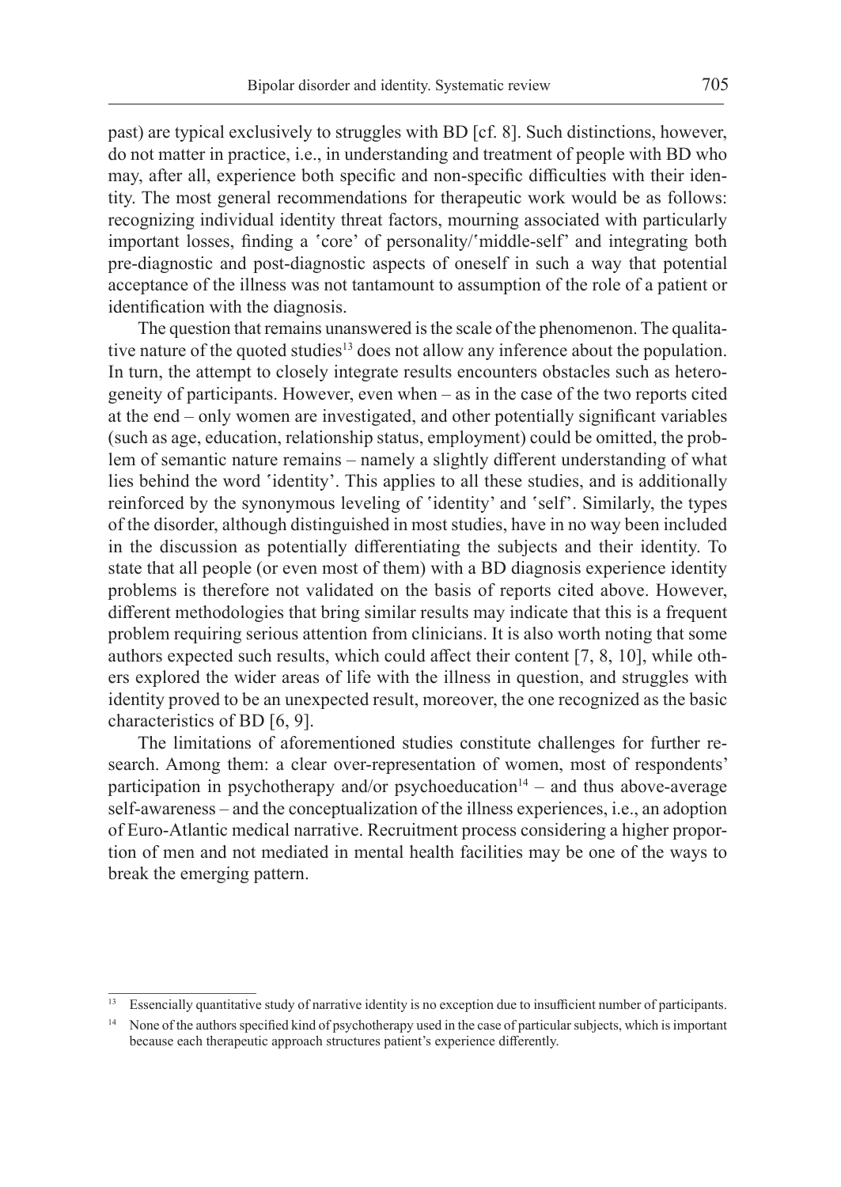past) are typical exclusively to struggles with BD [cf. 8]. Such distinctions, however, do not matter in practice, i.e., in understanding and treatment of people with BD who may, after all, experience both specific and non-specific difficulties with their identity. The most general recommendations for therapeutic work would be as follows: recognizing individual identity threat factors, mourning associated with particularly important losses, finding a ʽcore' of personality/ʽmiddle-self' and integrating both pre-diagnostic and post-diagnostic aspects of oneself in such a way that potential acceptance of the illness was not tantamount to assumption of the role of a patient or identification with the diagnosis.

The question that remains unanswered is the scale of the phenomenon. The qualitative nature of the quoted studies[13] does not allow any inference about the population. In turn, the attempt to closely integrate results encounters obstacles such as heterogeneity of participants. However, even when – as in the case of the two reports cited at the end – only women are investigated, and other potentially significant variables (such as age, education, relationship status, employment) could be omitted, the problem of semantic nature remains – namely a slightly different understanding of what lies behind the word ʽidentity'. This applies to all these studies, and is additionally reinforced by the synonymous leveling of ʽidentity' and ʽself'. Similarly, the types of the disorder, although distinguished in most studies, have in no way been included in the discussion as potentially differentiating the subjects and their identity. To state that all people (or even most of them) with a BD diagnosis experience identity problems is therefore not validated on the basis of reports cited above. However, different methodologies that bring similar results may indicate that this is a frequent problem requiring serious attention from clinicians. It is also worth noting that some authors expected such results, which could affect their content [7, 8, 10], while others explored the wider areas of life with the illness in question, and struggles with identity proved to be an unexpected result, moreover, the one recognized as the basic characteristics of BD [6, 9].

The limitations of aforementioned studies constitute challenges for further research. Among them: a clear over-representation of women, most of respondents' participation in psychotherapy and/or psychoeducation[14] – and thus above-average self-awareness – and the conceptualization of the illness experiences, i.e., an adoption of Euro-Atlantic medical narrative. Recruitment process considering a higher proportion of men and not mediated in mental health facilities may be one of the ways to break the emerging pattern.

---

[13] Essencially quantitative study of narrative identity is no exception due to insufficient number of participants.

[14] None of the authors specified kind of psychotherapy used in the case of particular subjects, which is important because each therapeutic approach structures patient's experience differently.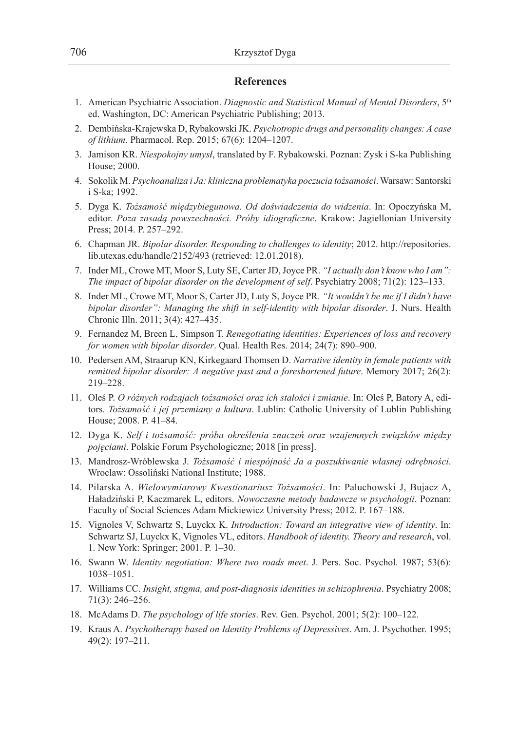## References

1. American Psychiatric Association. *Diagnostic and Statistical Manual of Mental Disorders*, 5th ed. Washington, DC: American Psychiatric Publishing; 2013.
2. Dembińska-Krajewska D, Rybakowski JK. *Psychotropic drugs and personality changes: A case of lithium*. Pharmacol. Rep. 2015; 67(6): 1204–1207.
3. Jamison KR. *Niespokojny umysł*, translated by F. Rybakowski. Poznan: Zysk i S-ka Publishing House; 2000.
4. Sokolik M. *Psychoanaliza i Ja: kliniczna problematyka poczucia tożsamości*. Warsaw: Santorski i S-ka; 1992.
5. Dyga K. *Tożsamość międzybiegunowa. Od doświadczenia do widzenia*. In: Opoczyńska M, editor. *Poza zasadą powszechności. Próby idiograficzne*. Krakow: Jagiellonian University Press; 2014. P. 257–292.
6. Chapman JR. *Bipolar disorder. Responding to challenges to identity*; 2012. http://repositories.lib.utexas.edu/handle/2152/493 (retrieved: 12.01.2018).
7. Inder ML, Crowe MT, Moor S, Luty SE, Carter JD, Joyce PR. *"I actually don't know who I am": The impact of bipolar disorder on the development of self*. Psychiatry 2008; 71(2): 123–133.
8. Inder ML, Crowe MT, Moor S, Carter JD, Luty S, Joyce PR. *"It wouldn't be me if I didn't have bipolar disorder": Managing the shift in self-identity with bipolar disorder*. J. Nurs. Health Chronic Illn. 2011; 3(4): 427–435.
9. Fernandez M, Breen L, Simpson T. *Renegotiating identities: Experiences of loss and recovery for women with bipolar disorder*. Qual. Health Res. 2014; 24(7): 890–900.
10. Pedersen AM, Straarup KN, Kirkegaard Thomsen D. *Narrative identity in female patients with remitted bipolar disorder: A negative past and a foreshortened future*. Memory 2017; 26(2): 219–228.
11. Oleś P. *O różnych rodzajach tożsamości oraz ich stałości i zmianie*. In: Oleś P, Batory A, editors. *Tożsamość i jej przemiany a kultura*. Lublin: Catholic University of Lublin Publishing House; 2008. P. 41–84.
12. Dyga K. *Self i tożsamość: próba określenia znaczeń oraz wzajemnych związków między pojęciami*. Polskie Forum Psychologiczne; 2018 [in press].
13. Mandrosz-Wróblewska J. *Tożsamość i niespójność Ja a poszukiwanie własnej odrębności*. Wroclaw: Ossoliński National Institute; 1988.
14. Pilarska A. *Wielowymiarowy Kwestionariusz Tożsamości*. In: Paluchowski J, Bujacz A, Haładziński P, Kaczmarek L, editors. *Nowoczesne metody badawcze w psychologii*. Poznan: Faculty of Social Sciences Adam Mickiewicz University Press; 2012. P. 167–188.
15. Vignoles V, Schwartz S, Luyckx K. *Introduction: Toward an integrative view of identity*. In: Schwartz SJ, Luyckx K, Vignoles VL, editors. *Handbook of identity. Theory and research*, vol. 1. New York: Springer; 2001. P. 1–30.
16. Swann W. *Identity negotiation: Where two roads meet*. J. Pers. Soc. Psychol. 1987; 53(6): 1038–1051.
17. Williams CC. *Insight, stigma, and post-diagnosis identities in schizophrenia*. Psychiatry 2008; 71(3): 246–256.
18. McAdams D. *The psychology of life stories*. Rev. Gen. Psychol. 2001; 5(2): 100–122.
19. Kraus A. *Psychotherapy based on Identity Problems of Depressives*. Am. J. Psychother. 1995; 49(2): 197–211.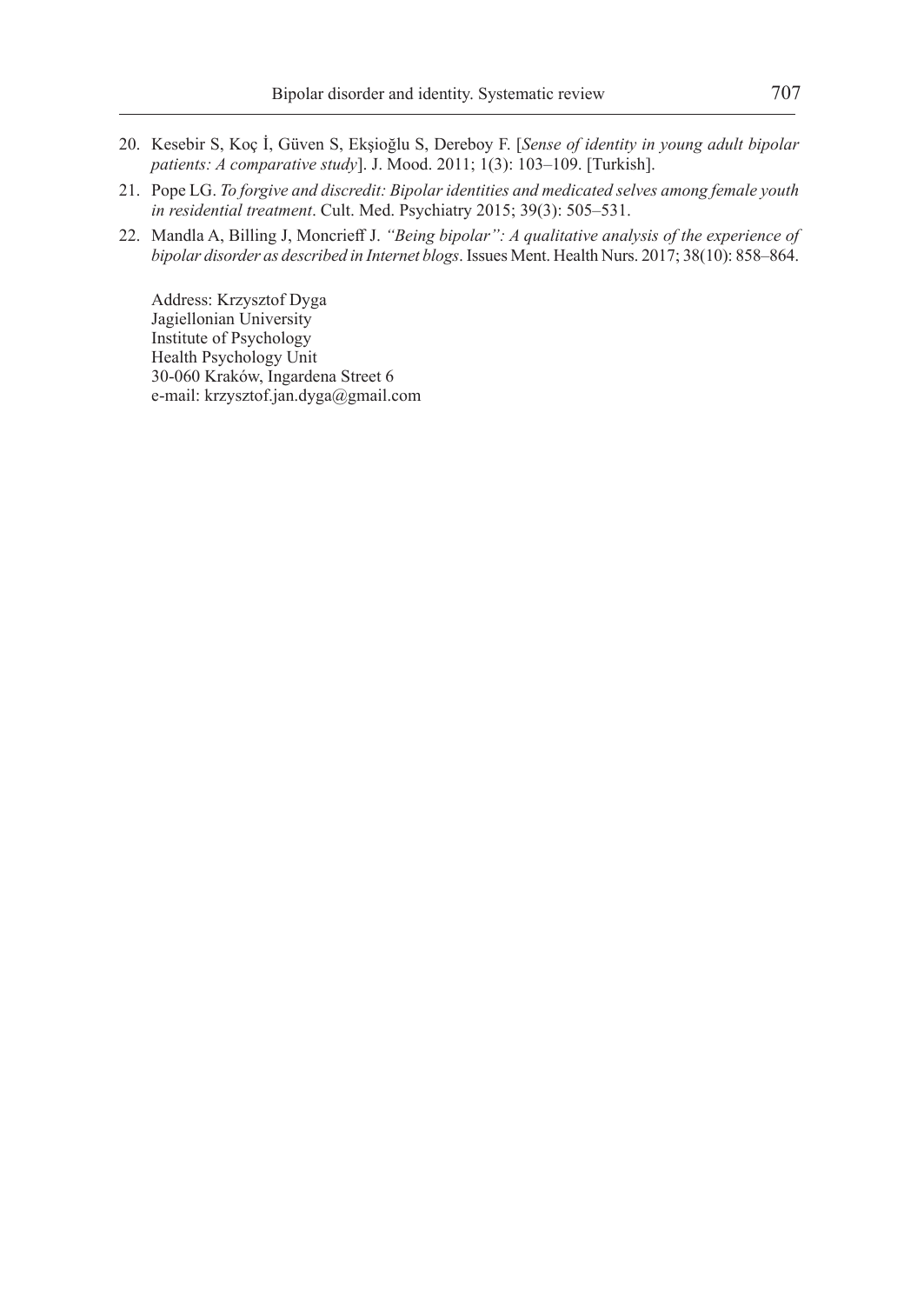20. Kesebir S, Koç İ, Güven S, Ekşioğlu S, Dereboy F. [*Sense of identity in young adult bipolar patients: A comparative study*]. J. Mood. 2011; 1(3): 103–109. [Turkish].
21. Pope LG. *To forgive and discredit: Bipolar identities and medicated selves among female youth in residential treatment*. Cult. Med. Psychiatry 2015; 39(3): 505–531.
22. Mandla A, Billing J, Moncrieff J. *"Being bipolar": A qualitative analysis of the experience of bipolar disorder as described in Internet blogs*. Issues Ment. Health Nurs. 2017; 38(10): 858–864.

Address: Krzysztof Dyga
Jagiellonian University
Institute of Psychology
Health Psychology Unit
30-060 Kraków, Ingardena Street 6
e-mail: krzysztof.jan.dyga@gmail.com